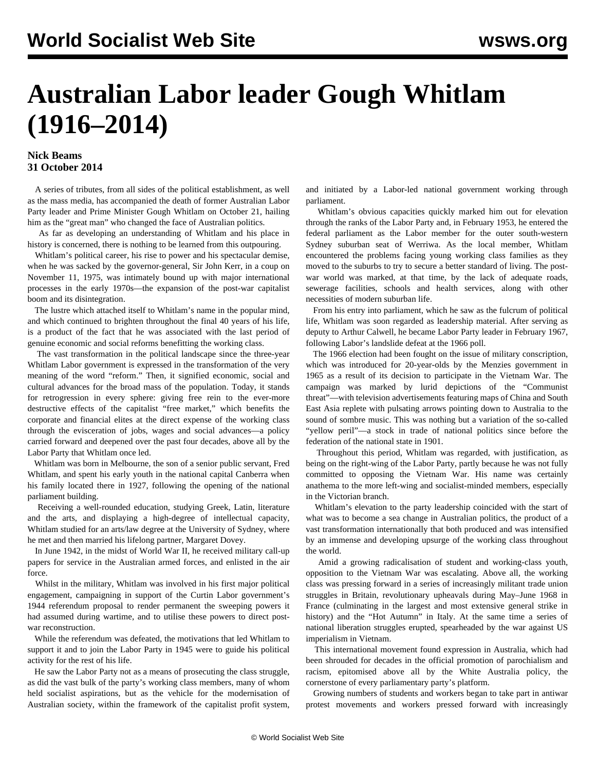# Australian Labor leader Gough Whitlam (1916–2014)

**Nick Beams**
**31 October 2014**

A series of tributes, from all sides of the political establishment, as well as the mass media, has accompanied the death of former Australian Labor Party leader and Prime Minister Gough Whitlam on October 21, hailing him as the "great man" who changed the face of Australian politics.

As far as developing an understanding of Whitlam and his place in history is concerned, there is nothing to be learned from this outpouring.

Whitlam's political career, his rise to power and his spectacular demise, when he was sacked by the governor-general, Sir John Kerr, in a coup on November 11, 1975, was intimately bound up with major international processes in the early 1970s—the expansion of the post-war capitalist boom and its disintegration.

The lustre which attached itself to Whitlam's name in the popular mind, and which continued to brighten throughout the final 40 years of his life, is a product of the fact that he was associated with the last period of genuine economic and social reforms benefitting the working class.

The vast transformation in the political landscape since the three-year Whitlam Labor government is expressed in the transformation of the very meaning of the word "reform." Then, it signified economic, social and cultural advances for the broad mass of the population. Today, it stands for retrogression in every sphere: giving free rein to the ever-more destructive effects of the capitalist "free market," which benefits the corporate and financial elites at the direct expense of the working class through the evisceration of jobs, wages and social advances—a policy carried forward and deepened over the past four decades, above all by the Labor Party that Whitlam once led.

Whitlam was born in Melbourne, the son of a senior public servant, Fred Whitlam, and spent his early youth in the national capital Canberra when his family located there in 1927, following the opening of the national parliament building.

Receiving a well-rounded education, studying Greek, Latin, literature and the arts, and displaying a high-degree of intellectual capacity, Whitlam studied for an arts/law degree at the University of Sydney, where he met and then married his lifelong partner, Margaret Dovey.

In June 1942, in the midst of World War II, he received military call-up papers for service in the Australian armed forces, and enlisted in the air force.

Whilst in the military, Whitlam was involved in his first major political engagement, campaigning in support of the Curtin Labor government's 1944 referendum proposal to render permanent the sweeping powers it had assumed during wartime, and to utilise these powers to direct post-war reconstruction.

While the referendum was defeated, the motivations that led Whitlam to support it and to join the Labor Party in 1945 were to guide his political activity for the rest of his life.

He saw the Labor Party not as a means of prosecuting the class struggle, as did the vast bulk of the party's working class members, many of whom held socialist aspirations, but as the vehicle for the modernisation of Australian society, within the framework of the capitalist profit system, and initiated by a Labor-led national government working through parliament.

Whitlam's obvious capacities quickly marked him out for elevation through the ranks of the Labor Party and, in February 1953, he entered the federal parliament as the Labor member for the outer south-western Sydney suburban seat of Werriwa. As the local member, Whitlam encountered the problems facing young working class families as they moved to the suburbs to try to secure a better standard of living. The post-war world was marked, at that time, by the lack of adequate roads, sewerage facilities, schools and health services, along with other necessities of modern suburban life.

From his entry into parliament, which he saw as the fulcrum of political life, Whitlam was soon regarded as leadership material. After serving as deputy to Arthur Calwell, he became Labor Party leader in February 1967, following Labor's landslide defeat at the 1966 poll.

The 1966 election had been fought on the issue of military conscription, which was introduced for 20-year-olds by the Menzies government in 1965 as a result of its decision to participate in the Vietnam War. The campaign was marked by lurid depictions of the "Communist threat"—with television advertisements featuring maps of China and South East Asia replete with pulsating arrows pointing down to Australia to the sound of sombre music. This was nothing but a variation of the so-called "yellow peril"—a stock in trade of national politics since before the federation of the national state in 1901.

Throughout this period, Whitlam was regarded, with justification, as being on the right-wing of the Labor Party, partly because he was not fully committed to opposing the Vietnam War. His name was certainly anathema to the more left-wing and socialist-minded members, especially in the Victorian branch.

Whitlam's elevation to the party leadership coincided with the start of what was to become a sea change in Australian politics, the product of a vast transformation internationally that both produced and was intensified by an immense and developing upsurge of the working class throughout the world.

Amid a growing radicalisation of student and working-class youth, opposition to the Vietnam War was escalating. Above all, the working class was pressing forward in a series of increasingly militant trade union struggles in Britain, revolutionary upheavals during May–June 1968 in France (culminating in the largest and most extensive general strike in history) and the "Hot Autumn" in Italy. At the same time a series of national liberation struggles erupted, spearheaded by the war against US imperialism in Vietnam.

This international movement found expression in Australia, which had been shrouded for decades in the official promotion of parochialism and racism, epitomised above all by the White Australia policy, the cornerstone of every parliamentary party's platform.

Growing numbers of students and workers began to take part in antiwar protest movements and workers pressed forward with increasingly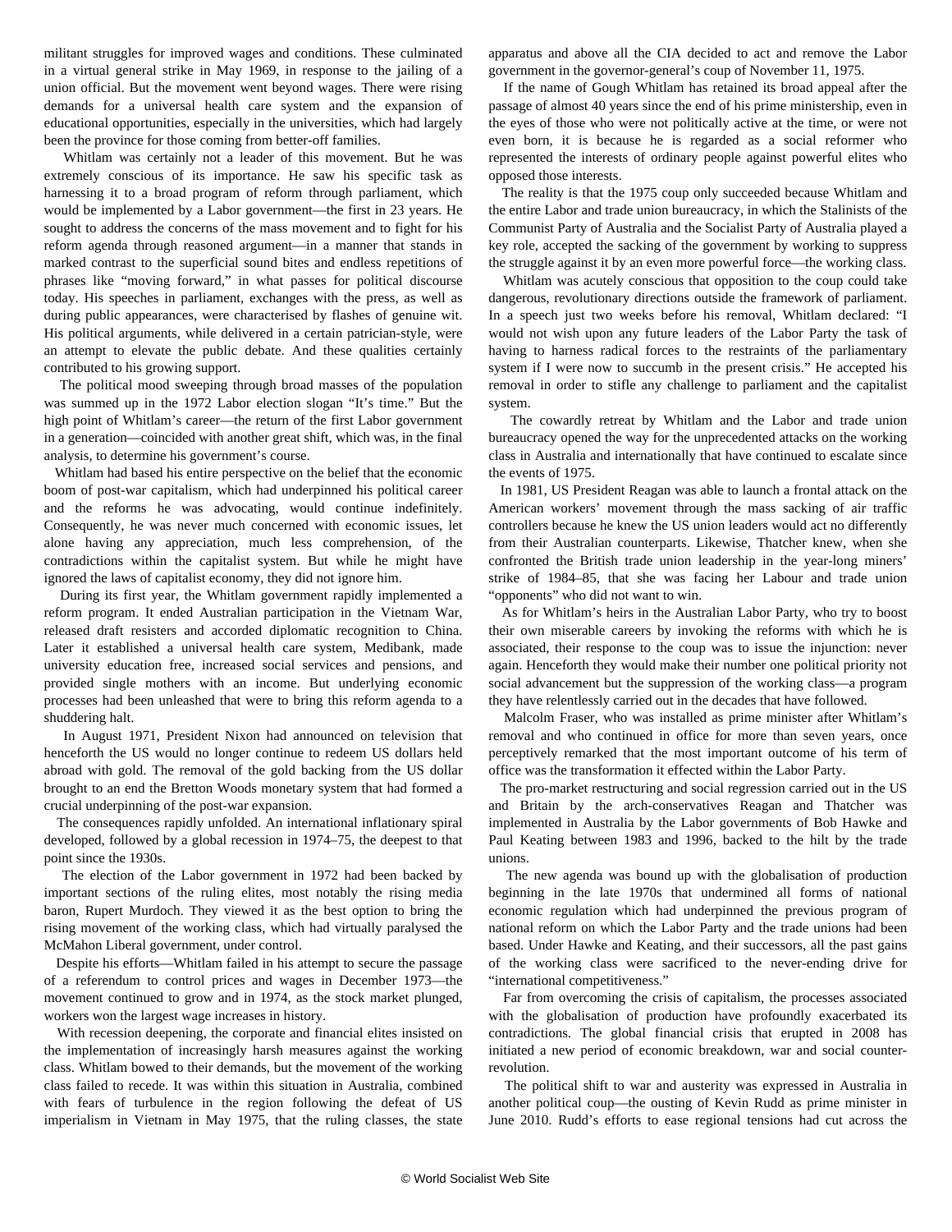militant struggles for improved wages and conditions. These culminated in a virtual general strike in May 1969, in response to the jailing of a union official. But the movement went beyond wages. There were rising demands for a universal health care system and the expansion of educational opportunities, especially in the universities, which had largely been the province for those coming from better-off families.

Whitlam was certainly not a leader of this movement. But he was extremely conscious of its importance. He saw his specific task as harnessing it to a broad program of reform through parliament, which would be implemented by a Labor government—the first in 23 years. He sought to address the concerns of the mass movement and to fight for his reform agenda through reasoned argument—in a manner that stands in marked contrast to the superficial sound bites and endless repetitions of phrases like "moving forward," in what passes for political discourse today. His speeches in parliament, exchanges with the press, as well as during public appearances, were characterised by flashes of genuine wit. His political arguments, while delivered in a certain patrician-style, were an attempt to elevate the public debate. And these qualities certainly contributed to his growing support.

The political mood sweeping through broad masses of the population was summed up in the 1972 Labor election slogan "It's time." But the high point of Whitlam's career—the return of the first Labor government in a generation—coincided with another great shift, which was, in the final analysis, to determine his government's course.

Whitlam had based his entire perspective on the belief that the economic boom of post-war capitalism, which had underpinned his political career and the reforms he was advocating, would continue indefinitely. Consequently, he was never much concerned with economic issues, let alone having any appreciation, much less comprehension, of the contradictions within the capitalist system. But while he might have ignored the laws of capitalist economy, they did not ignore him.

During its first year, the Whitlam government rapidly implemented a reform program. It ended Australian participation in the Vietnam War, released draft resisters and accorded diplomatic recognition to China. Later it established a universal health care system, Medibank, made university education free, increased social services and pensions, and provided single mothers with an income. But underlying economic processes had been unleashed that were to bring this reform agenda to a shuddering halt.

In August 1971, President Nixon had announced on television that henceforth the US would no longer continue to redeem US dollars held abroad with gold. The removal of the gold backing from the US dollar brought to an end the Bretton Woods monetary system that had formed a crucial underpinning of the post-war expansion.

The consequences rapidly unfolded. An international inflationary spiral developed, followed by a global recession in 1974–75, the deepest to that point since the 1930s.

The election of the Labor government in 1972 had been backed by important sections of the ruling elites, most notably the rising media baron, Rupert Murdoch. They viewed it as the best option to bring the rising movement of the working class, which had virtually paralysed the McMahon Liberal government, under control.

Despite his efforts—Whitlam failed in his attempt to secure the passage of a referendum to control prices and wages in December 1973—the movement continued to grow and in 1974, as the stock market plunged, workers won the largest wage increases in history.

With recession deepening, the corporate and financial elites insisted on the implementation of increasingly harsh measures against the working class. Whitlam bowed to their demands, but the movement of the working class failed to recede. It was within this situation in Australia, combined with fears of turbulence in the region following the defeat of US imperialism in Vietnam in May 1975, that the ruling classes, the state apparatus and above all the CIA decided to act and remove the Labor government in the governor-general's coup of November 11, 1975.

If the name of Gough Whitlam has retained its broad appeal after the passage of almost 40 years since the end of his prime ministership, even in the eyes of those who were not politically active at the time, or were not even born, it is because he is regarded as a social reformer who represented the interests of ordinary people against powerful elites who opposed those interests.

The reality is that the 1975 coup only succeeded because Whitlam and the entire Labor and trade union bureaucracy, in which the Stalinists of the Communist Party of Australia and the Socialist Party of Australia played a key role, accepted the sacking of the government by working to suppress the struggle against it by an even more powerful force—the working class.

Whitlam was acutely conscious that opposition to the coup could take dangerous, revolutionary directions outside the framework of parliament. In a speech just two weeks before his removal, Whitlam declared: "I would not wish upon any future leaders of the Labor Party the task of having to harness radical forces to the restraints of the parliamentary system if I were now to succumb in the present crisis." He accepted his removal in order to stifle any challenge to parliament and the capitalist system.

The cowardly retreat by Whitlam and the Labor and trade union bureaucracy opened the way for the unprecedented attacks on the working class in Australia and internationally that have continued to escalate since the events of 1975.

In 1981, US President Reagan was able to launch a frontal attack on the American workers' movement through the mass sacking of air traffic controllers because he knew the US union leaders would act no differently from their Australian counterparts. Likewise, Thatcher knew, when she confronted the British trade union leadership in the year-long miners' strike of 1984–85, that she was facing her Labour and trade union "opponents" who did not want to win.

As for Whitlam's heirs in the Australian Labor Party, who try to boost their own miserable careers by invoking the reforms with which he is associated, their response to the coup was to issue the injunction: never again. Henceforth they would make their number one political priority not social advancement but the suppression of the working class—a program they have relentlessly carried out in the decades that have followed.

Malcolm Fraser, who was installed as prime minister after Whitlam's removal and who continued in office for more than seven years, once perceptively remarked that the most important outcome of his term of office was the transformation it effected within the Labor Party.

The pro-market restructuring and social regression carried out in the US and Britain by the arch-conservatives Reagan and Thatcher was implemented in Australia by the Labor governments of Bob Hawke and Paul Keating between 1983 and 1996, backed to the hilt by the trade unions.

The new agenda was bound up with the globalisation of production beginning in the late 1970s that undermined all forms of national economic regulation which had underpinned the previous program of national reform on which the Labor Party and the trade unions had been based. Under Hawke and Keating, and their successors, all the past gains of the working class were sacrificed to the never-ending drive for "international competitiveness."

Far from overcoming the crisis of capitalism, the processes associated with the globalisation of production have profoundly exacerbated its contradictions. The global financial crisis that erupted in 2008 has initiated a new period of economic breakdown, war and social counter-revolution.

The political shift to war and austerity was expressed in Australia in another political coup—the ousting of Kevin Rudd as prime minister in June 2010. Rudd's efforts to ease regional tensions had cut across the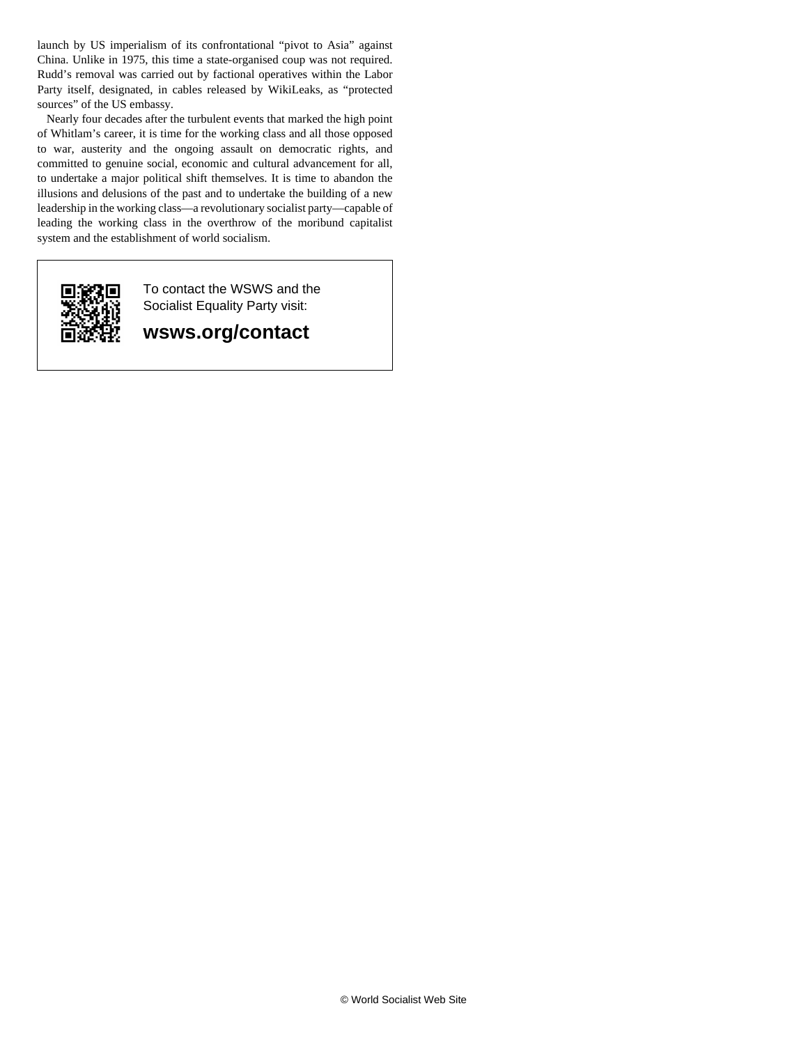launch by US imperialism of its confrontational "pivot to Asia" against China. Unlike in 1975, this time a state-organised coup was not required. Rudd's removal was carried out by factional operatives within the Labor Party itself, designated, in cables released by WikiLeaks, as "protected sources" of the US embassy.

Nearly four decades after the turbulent events that marked the high point of Whitlam's career, it is time for the working class and all those opposed to war, austerity and the ongoing assault on democratic rights, and committed to genuine social, economic and cultural advancement for all, to undertake a major political shift themselves. It is time to abandon the illusions and delusions of the past and to undertake the building of a new leadership in the working class—a revolutionary socialist party—capable of leading the working class in the overthrow of the moribund capitalist system and the establishment of world socialism.

To contact the WSWS and the Socialist Equality Party visit:

**wsws.org/contact**

© World Socialist Web Site